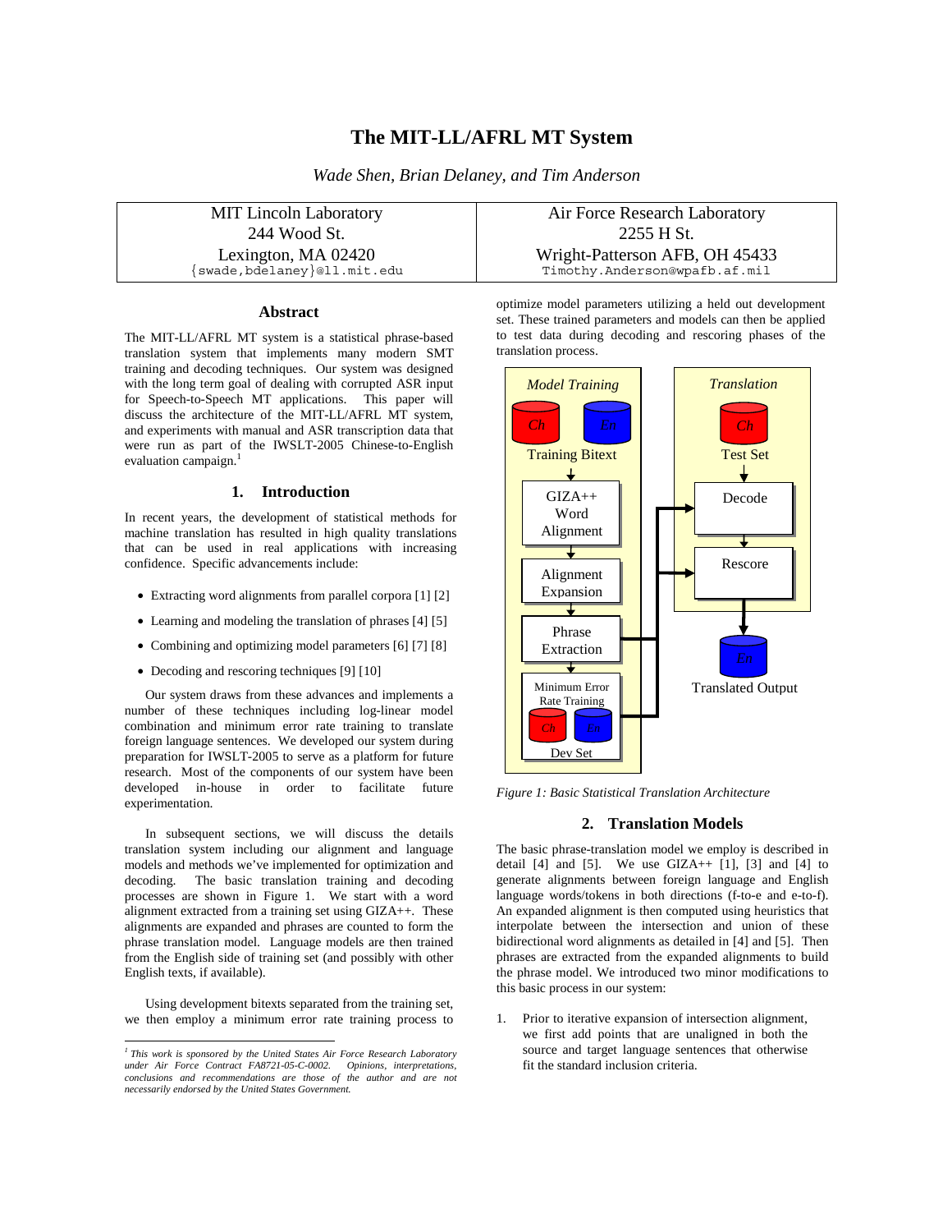# The MIT-LL/AFRL MT System

*Wade Shen, Brian Delaney, and Tim Anderson*

| MIT Lincoln Laboratory | Air Force Research Laboratory |
|---|---|
| 244 Wood St. | 2255 H St. |
| Lexington, MA 02420 | Wright-Patterson AFB, OH 45433 |
| {swade,bdelaney}@ll.mit.edu | Timothy.Anderson@wpafb.af.mil |

## Abstract

The MIT-LL/AFRL MT system is a statistical phrase-based translation system that implements many modern SMT training and decoding techniques. Our system was designed with the long term goal of dealing with corrupted ASR input for Speech-to-Speech MT applications. This paper will discuss the architecture of the MIT-LL/AFRL MT system, and experiments with manual and ASR transcription data that were run as part of the IWSLT-2005 Chinese-to-English evaluation campaign.[1]

## 1. Introduction

In recent years, the development of statistical methods for machine translation has resulted in high quality translations that can be used in real applications with increasing confidence. Specific advancements include:

- Extracting word alignments from parallel corpora [1] [2]
- Learning and modeling the translation of phrases [4] [5]
- Combining and optimizing model parameters [6] [7] [8]
- Decoding and rescoring techniques [9] [10]

Our system draws from these advances and implements a number of these techniques including log-linear model combination and minimum error rate training to translate foreign language sentences. We developed our system during preparation for IWSLT-2005 to serve as a platform for future research. Most of the components of our system have been developed in-house in order to facilitate future experimentation.

In subsequent sections, we will discuss the details translation system including our alignment and language models and methods we've implemented for optimization and decoding. The basic translation training and decoding processes are shown in Figure 1. We start with a word alignment extracted from a training set using GIZA++. These alignments are expanded and phrases are counted to form the phrase translation model. Language models are then trained from the English side of training set (and possibly with other English texts, if available).

Using development bitexts separated from the training set, we then employ a minimum error rate training process to optimize model parameters utilizing a held out development set. These trained parameters and models can then be applied to test data during decoding and rescoring phases of the translation process.

*Figure 1: Basic Statistical Translation Architecture*

## 2. Translation Models

The basic phrase-translation model we employ is described in detail [4] and [5]. We use GIZA++ [1], [3] and [4] to generate alignments between foreign language and English language words/tokens in both directions (f-to-e and e-to-f). An expanded alignment is then computed using heuristics that interpolate between the intersection and union of these bidirectional word alignments as detailed in [4] and [5]. Then phrases are extracted from the expanded alignments to build the phrase model. We introduced two minor modifications to this basic process in our system:

1. Prior to iterative expansion of intersection alignment, we first add points that are unaligned in both the source and target language sentences that otherwise fit the standard inclusion criteria.

[1] *This work is sponsored by the United States Air Force Research Laboratory under Air Force Contract FA8721-05-C-0002. Opinions, interpretations, conclusions and recommendations are those of the author and are not necessarily endorsed by the United States Government.*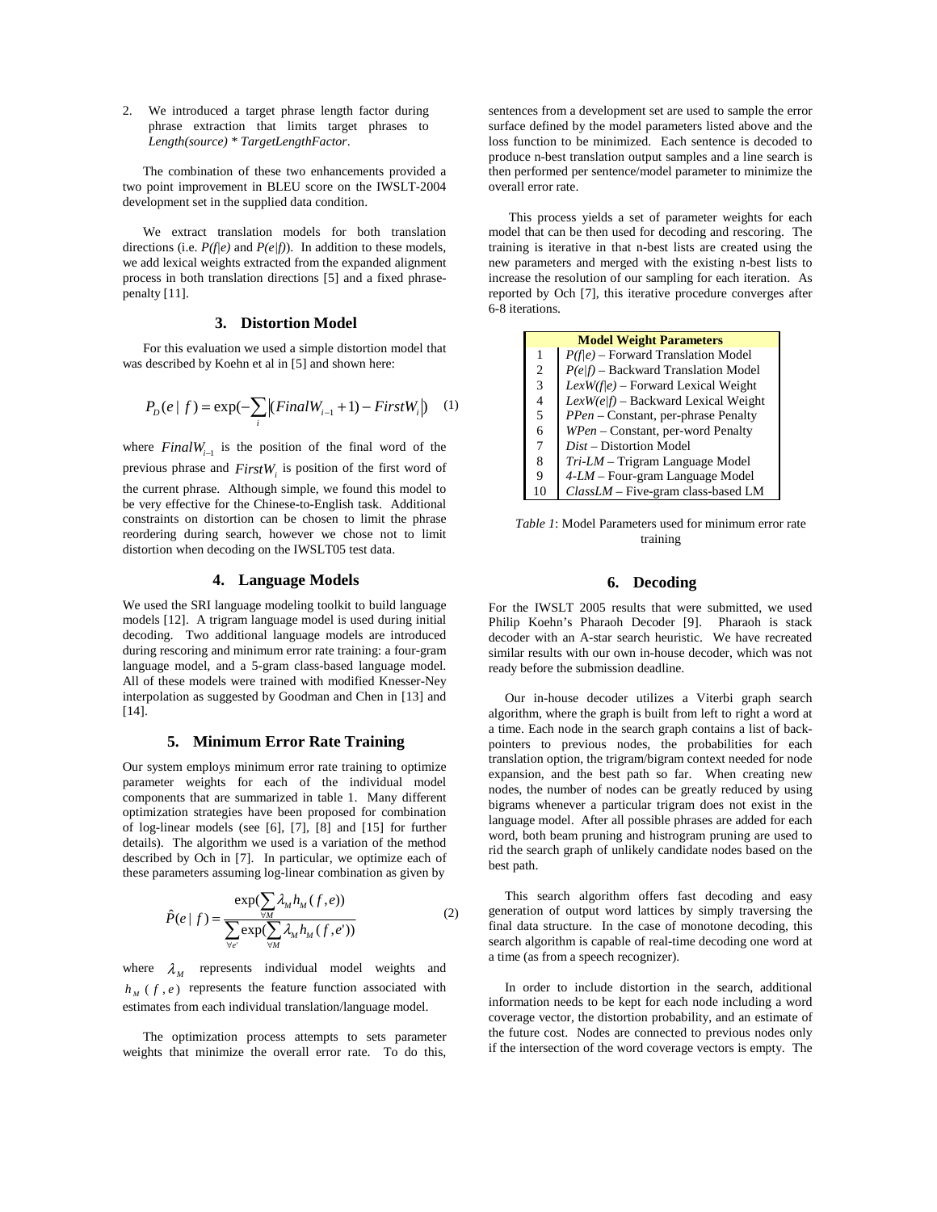2. We introduced a target phrase length factor during phrase extraction that limits target phrases to *Length(source) * TargetLengthFactor*.

The combination of these two enhancements provided a two point improvement in BLEU score on the IWSLT-2004 development set in the supplied data condition.

We extract translation models for both translation directions (i.e. *P(f|e)* and *P(e|f)*). In addition to these models, we add lexical weights extracted from the expanded alignment process in both translation directions [5] and a fixed phrase-penalty [11].

### 3. Distortion Model

For this evaluation we used a simple distortion model that was described by Koehn et al in [5] and shown here:

$$P_D(e \mid f) = \exp(-\sum_i |(FinalW_{i-1} + 1) - FirstW_i|) \quad (1)$$

where $FinalW_{i-1}$ is the position of the final word of the previous phrase and $FirstW_i$ is position of the first word of the current phrase. Although simple, we found this model to be very effective for the Chinese-to-English task. Additional constraints on distortion can be chosen to limit the phrase reordering during search, however we chose not to limit distortion when decoding on the IWSLT05 test data.

### 4. Language Models

We used the SRI language modeling toolkit to build language models [12]. A trigram language model is used during initial decoding. Two additional language models are introduced during rescoring and minimum error rate training: a four-gram language model, and a 5-gram class-based language model. All of these models were trained with modified Knesser-Ney interpolation as suggested by Goodman and Chen in [13] and [14].

### 5. Minimum Error Rate Training

Our system employs minimum error rate training to optimize parameter weights for each of the individual model components that are summarized in table 1. Many different optimization strategies have been proposed for combination of log-linear models (see [6], [7], [8] and [15] for further details). The algorithm we used is a variation of the method described by Och in [7]. In particular, we optimize each of these parameters assuming log-linear combination as given by

$$\hat{P}(e \mid f) = \frac{\exp(\sum_{\forall M} \lambda_M h_M(f, e))}{\sum_{\forall e'} \exp(\sum_{\forall M} \lambda_M h_M(f, e'))} \quad (2)$$

where $\lambda_M$ represents individual model weights and $h_M(f, e)$ represents the feature function associated with estimates from each individual translation/language model.

The optimization process attempts to sets parameter weights that minimize the overall error rate. To do this, sentences from a development set are used to sample the error surface defined by the model parameters listed above and the loss function to be minimized. Each sentence is decoded to produce n-best translation output samples and a line search is then performed per sentence/model parameter to minimize the overall error rate.

This process yields a set of parameter weights for each model that can be then used for decoding and rescoring. The training is iterative in that n-best lists are created using the new parameters and merged with the existing n-best lists to increase the resolution of our sampling for each iteration. As reported by Och [7], this iterative procedure converges after 6-8 iterations.

| | **Model Weight Parameters** |
|---|---|
| 1 | *P(f\|e)* – Forward Translation Model |
| 2 | *P(e\|f)* – Backward Translation Model |
| 3 | *LexW(f\|e)* – Forward Lexical Weight |
| 4 | *LexW(e\|f)* – Backward Lexical Weight |
| 5 | *PPen* – Constant, per-phrase Penalty |
| 6 | *WPen* – Constant, per-word Penalty |
| 7 | *Dist* – Distortion Model |
| 8 | *Tri-LM* – Trigram Language Model |
| 9 | *4-LM* – Four-gram Language Model |
| 10 | *ClassLM* – Five-gram class-based LM |

*Table 1*: Model Parameters used for minimum error rate training

### 6. Decoding

For the IWSLT 2005 results that were submitted, we used Philip Koehn's Pharaoh Decoder [9]. Pharaoh is stack decoder with an A-star search heuristic. We have recreated similar results with our own in-house decoder, which was not ready before the submission deadline.

Our in-house decoder utilizes a Viterbi graph search algorithm, where the graph is built from left to right a word at a time. Each node in the search graph contains a list of back-pointers to previous nodes, the probabilities for each translation option, the trigram/bigram context needed for node expansion, and the best path so far. When creating new nodes, the number of nodes can be greatly reduced by using bigrams whenever a particular trigram does not exist in the language model. After all possible phrases are added for each word, both beam pruning and histrogram pruning are used to rid the search graph of unlikely candidate nodes based on the best path.

This search algorithm offers fast decoding and easy generation of output word lattices by simply traversing the final data structure. In the case of monotone decoding, this search algorithm is capable of real-time decoding one word at a time (as from a speech recognizer).

In order to include distortion in the search, additional information needs to be kept for each node including a word coverage vector, the distortion probability, and an estimate of the future cost. Nodes are connected to previous nodes only if the intersection of the word coverage vectors is empty. The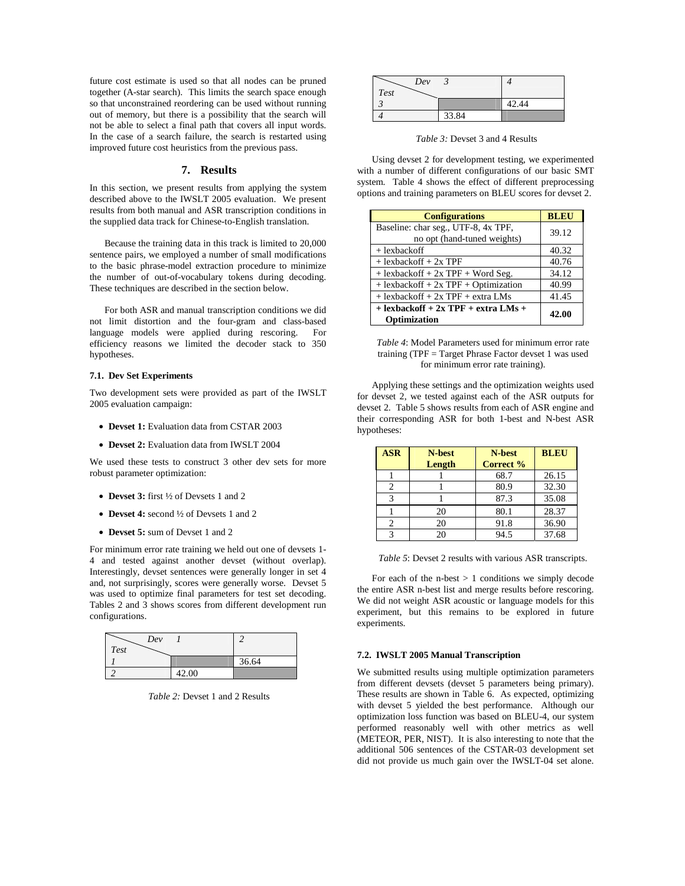future cost estimate is used so that all nodes can be pruned together (A-star search). This limits the search space enough so that unconstrained reordering can be used without running out of memory, but there is a possibility that the search will not be able to select a final path that covers all input words. In the case of a search failure, the search is restarted using improved future cost heuristics from the previous pass.

## 7. Results

In this section, we present results from applying the system described above to the IWSLT 2005 evaluation. We present results from both manual and ASR transcription conditions in the supplied data track for Chinese-to-English translation.

Because the training data in this track is limited to 20,000 sentence pairs, we employed a number of small modifications to the basic phrase-model extraction procedure to minimize the number of out-of-vocabulary tokens during decoding. These techniques are described in the section below.

For both ASR and manual transcription conditions we did not limit distortion and the four-gram and class-based language models were applied during rescoring. For efficiency reasons we limited the decoder stack to 350 hypotheses.

### 7.1. Dev Set Experiments

Two development sets were provided as part of the IWSLT 2005 evaluation campaign:

- **Devset 1:** Evaluation data from CSTAR 2003
- **Devset 2:** Evaluation data from IWSLT 2004

We used these tests to construct 3 other dev sets for more robust parameter optimization:

- **Devset 3:** first ½ of Devsets 1 and 2
- **Devset 4:** second ½ of Devsets 1 and 2
- **Devset 5:** sum of Devset 1 and 2

For minimum error rate training we held out one of devsets 1-4 and tested against another devset (without overlap). Interestingly, devset sentences were generally longer in set 4 and, not surprisingly, scores were generally worse. Devset 5 was used to optimize final parameters for test set decoding. Tables 2 and 3 shows scores from different development run configurations.

| Test \ Dev | 1 | 2 |
|---|---|---|
| 1 | | 36.64 |
| 2 | 42.00 | |

*Table 2:* Devset 1 and 2 Results

| Test \ Dev | 3 | 4 |
|---|---|---|
| 3 | | 42.44 |
| 4 | 33.84 | |

*Table 3:* Devset 3 and 4 Results

Using devset 2 for development testing, we experimented with a number of different configurations of our basic SMT system. Table 4 shows the effect of different preprocessing options and training parameters on BLEU scores for devset 2.

| Configurations | BLEU |
|---|---|
| Baseline: char seg., UTF-8, 4x TPF, no opt (hand-tuned weights) | 39.12 |
| + lexbackoff | 40.32 |
| + lexbackoff + 2x TPF | 40.76 |
| + lexbackoff + 2x TPF + Word Seg. | 34.12 |
| + lexbackoff + 2x TPF + Optimization | 40.99 |
| + lexbackoff + 2x TPF + extra LMs | 41.45 |
| **+ lexbackoff + 2x TPF + extra LMs + Optimization** | **42.00** |

*Table 4*: Model Parameters used for minimum error rate training (TPF = Target Phrase Factor devset 1 was used for minimum error rate training).

Applying these settings and the optimization weights used for devset 2, we tested against each of the ASR outputs for devset 2. Table 5 shows results from each of ASR engine and their corresponding ASR for both 1-best and N-best ASR hypotheses:

| ASR | N-best Length | N-best Correct % | BLEU |
|---|---|---|---|
| 1 | 1 | 68.7 | 26.15 |
| 2 | 1 | 80.9 | 32.30 |
| 3 | 1 | 87.3 | 35.08 |
| 1 | 20 | 80.1 | 28.37 |
| 2 | 20 | 91.8 | 36.90 |
| 3 | 20 | 94.5 | 37.68 |

*Table 5*: Devset 2 results with various ASR transcripts.

For each of the n-best > 1 conditions we simply decode the entire ASR n-best list and merge results before rescoring. We did not weight ASR acoustic or language models for this experiment, but this remains to be explored in future experiments.

### 7.2. IWSLT 2005 Manual Transcription

We submitted results using multiple optimization parameters from different devsets (devset 5 parameters being primary). These results are shown in Table 6. As expected, optimizing with devset 5 yielded the best performance. Although our optimization loss function was based on BLEU-4, our system performed reasonably well with other metrics as well (METEOR, PER, NIST). It is also interesting to note that the additional 506 sentences of the CSTAR-03 development set did not provide us much gain over the IWSLT-04 set alone.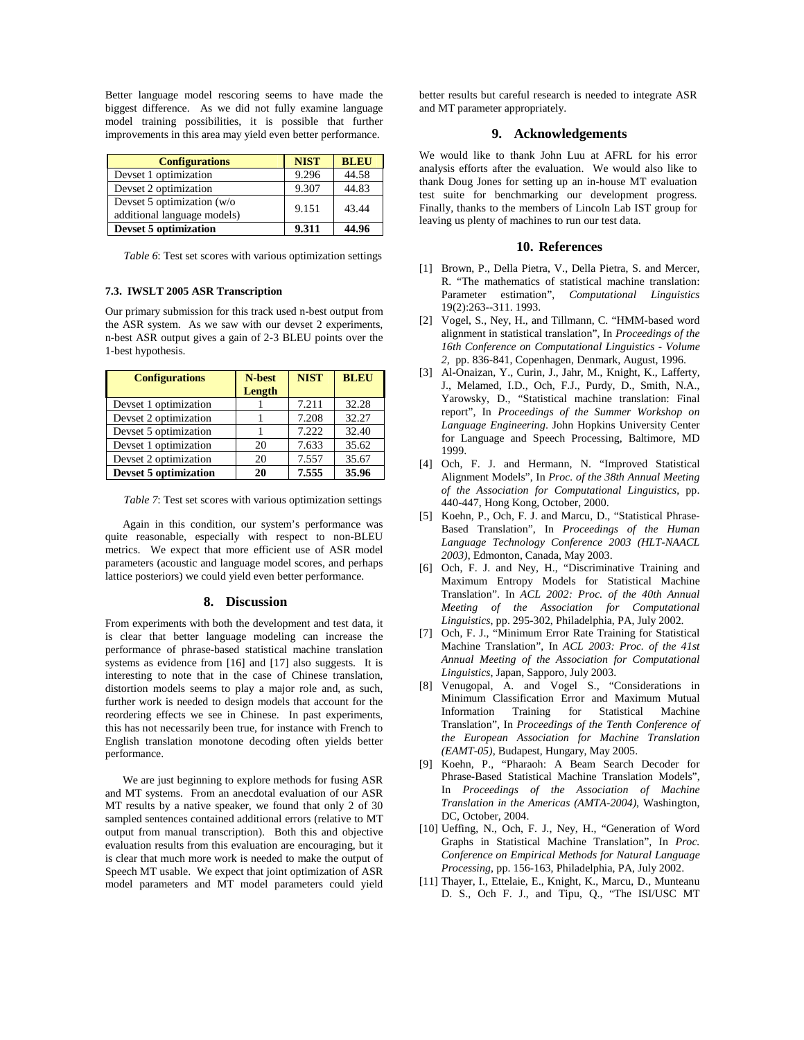Better language model rescoring seems to have made the biggest difference. As we did not fully examine language model training possibilities, it is possible that further improvements in this area may yield even better performance.

| Configurations | NIST | BLEU |
|---|---|---|
| Devset 1 optimization | 9.296 | 44.58 |
| Devset 2 optimization | 9.307 | 44.83 |
| Devset 5 optimization (w/o additional language models) | 9.151 | 43.44 |
| **Devset 5 optimization** | **9.311** | **44.96** |

*Table 6*: Test set scores with various optimization settings

### 7.3. IWSLT 2005 ASR Transcription

Our primary submission for this track used n-best output from the ASR system. As we saw with our devset 2 experiments, n-best ASR output gives a gain of 2-3 BLEU points over the 1-best hypothesis.

| Configurations | N-best Length | NIST | BLEU |
|---|---|---|---|
| Devset 1 optimization | 1 | 7.211 | 32.28 |
| Devset 2 optimization | 1 | 7.208 | 32.27 |
| Devset 5 optimization | 1 | 7.222 | 32.40 |
| Devset 1 optimization | 20 | 7.633 | 35.62 |
| Devset 2 optimization | 20 | 7.557 | 35.67 |
| **Devset 5 optimization** | **20** | **7.555** | **35.96** |

*Table 7*: Test set scores with various optimization settings

Again in this condition, our system's performance was quite reasonable, especially with respect to non-BLEU metrics. We expect that more efficient use of ASR model parameters (acoustic and language model scores, and perhaps lattice posteriors) we could yield even better performance.

## 8. Discussion

From experiments with both the development and test data, it is clear that better language modeling can increase the performance of phrase-based statistical machine translation systems as evidence from [16] and [17] also suggests. It is interesting to note that in the case of Chinese translation, distortion models seems to play a major role and, as such, further work is needed to design models that account for the reordering effects we see in Chinese. In past experiments, this has not necessarily been true, for instance with French to English translation monotone decoding often yields better performance.

We are just beginning to explore methods for fusing ASR and MT systems. From an anecdotal evaluation of our ASR MT results by a native speaker, we found that only 2 of 30 sampled sentences contained additional errors (relative to MT output from manual transcription). Both this and objective evaluation results from this evaluation are encouraging, but it is clear that much more work is needed to make the output of Speech MT usable. We expect that joint optimization of ASR model parameters and MT model parameters could yield better results but careful research is needed to integrate ASR and MT parameter appropriately.

## 9. Acknowledgements

We would like to thank John Luu at AFRL for his error analysis efforts after the evaluation. We would also like to thank Doug Jones for setting up an in-house MT evaluation test suite for benchmarking our development progress. Finally, thanks to the members of Lincoln Lab IST group for leaving us plenty of machines to run our test data.

## 10. References

[1] Brown, P., Della Pietra, V., Della Pietra, S. and Mercer, R. "The mathematics of statistical machine translation: Parameter estimation", *Computational Linguistics* 19(2):263--311. 1993.

[2] Vogel, S., Ney, H., and Tillmann, C. "HMM-based word alignment in statistical translation", In *Proceedings of the 16th Conference on Computational Linguistics - Volume 2*, pp. 836-841, Copenhagen, Denmark, August, 1996.

[3] Al-Onaizan, Y., Curin, J., Jahr, M., Knight, K., Lafferty, J., Melamed, I.D., Och, F.J., Purdy, D., Smith, N.A., Yarowsky, D., "Statistical machine translation: Final report", In *Proceedings of the Summer Workshop on Language Engineering*. John Hopkins University Center for Language and Speech Processing, Baltimore, MD 1999.

[4] Och, F. J. and Hermann, N. "Improved Statistical Alignment Models", In *Proc. of the 38th Annual Meeting of the Association for Computational Linguistics*, pp. 440-447, Hong Kong, October, 2000.

[5] Koehn, P., Och, F. J. and Marcu, D., "Statistical Phrase-Based Translation", In *Proceedings of the Human Language Technology Conference 2003 (HLT-NAACL 2003)*, Edmonton, Canada, May 2003.

[6] Och, F. J. and Ney, H., "Discriminative Training and Maximum Entropy Models for Statistical Machine Translation". In *ACL 2002: Proc. of the 40th Annual Meeting of the Association for Computational Linguistics*, pp. 295-302, Philadelphia, PA, July 2002.

[7] Och, F. J., "Minimum Error Rate Training for Statistical Machine Translation", In *ACL 2003: Proc. of the 41st Annual Meeting of the Association for Computational Linguistics*, Japan, Sapporo, July 2003.

[8] Venugopal, A. and Vogel S., "Considerations in Minimum Classification Error and Maximum Mutual Information Training for Statistical Machine Translation", In *Proceedings of the Tenth Conference of the European Association for Machine Translation (EAMT-05)*, Budapest, Hungary, May 2005.

[9] Koehn, P., "Pharaoh: A Beam Search Decoder for Phrase-Based Statistical Machine Translation Models", In *Proceedings of the Association of Machine Translation in the Americas (AMTA-2004)*, Washington, DC, October, 2004.

[10] Ueffing, N., Och, F. J., Ney, H., "Generation of Word Graphs in Statistical Machine Translation", In *Proc. Conference on Empirical Methods for Natural Language Processing*, pp. 156-163, Philadelphia, PA, July 2002.

[11] Thayer, I., Ettelaie, E., Knight, K., Marcu, D., Munteanu D. S., Och F. J., and Tipu, Q., "The ISI/USC MT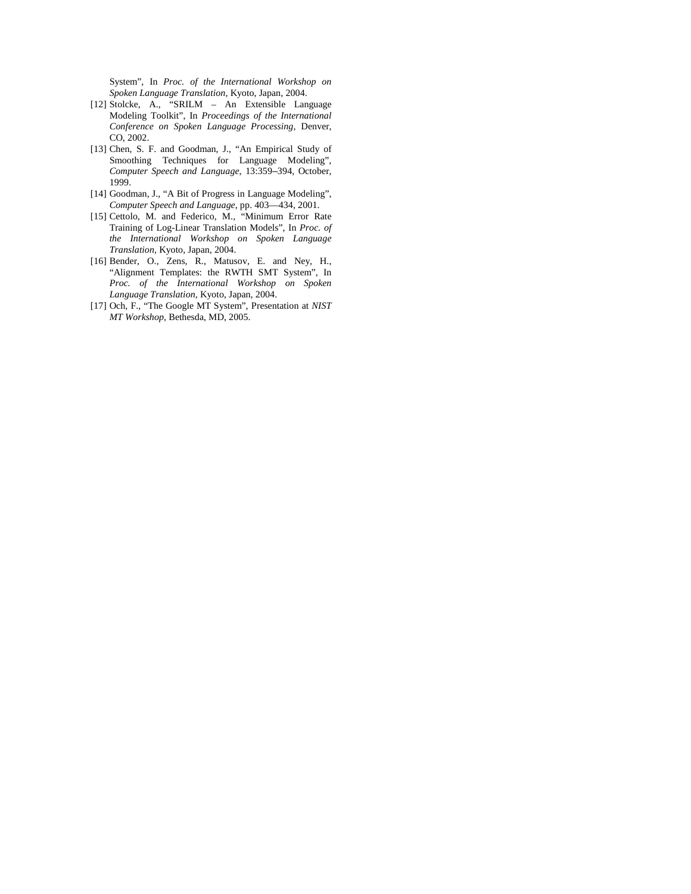System", In *Proc. of the International Workshop on Spoken Language Translation,* Kyoto, Japan, 2004.

[12] Stolcke, A., "SRILM – An Extensible Language Modeling Toolkit", In *Proceedings of the International Conference on Spoken Language Processing,* Denver, CO, 2002.

[13] Chen, S. F. and Goodman, J., "An Empirical Study of Smoothing Techniques for Language Modeling", *Computer Speech and Language,* 13:359–394, October, 1999.

[14] Goodman, J., "A Bit of Progress in Language Modeling", *Computer Speech and Language,* pp. 403—434, 2001.

[15] Cettolo, M. and Federico, M., "Minimum Error Rate Training of Log-Linear Translation Models", In *Proc. of the International Workshop on Spoken Language Translation,* Kyoto, Japan, 2004.

[16] Bender, O., Zens, R., Matusov, E. and Ney, H., "Alignment Templates: the RWTH SMT System", In *Proc. of the International Workshop on Spoken Language Translation,* Kyoto, Japan, 2004.

[17] Och, F., "The Google MT System", Presentation at *NIST MT Workshop,* Bethesda, MD, 2005.